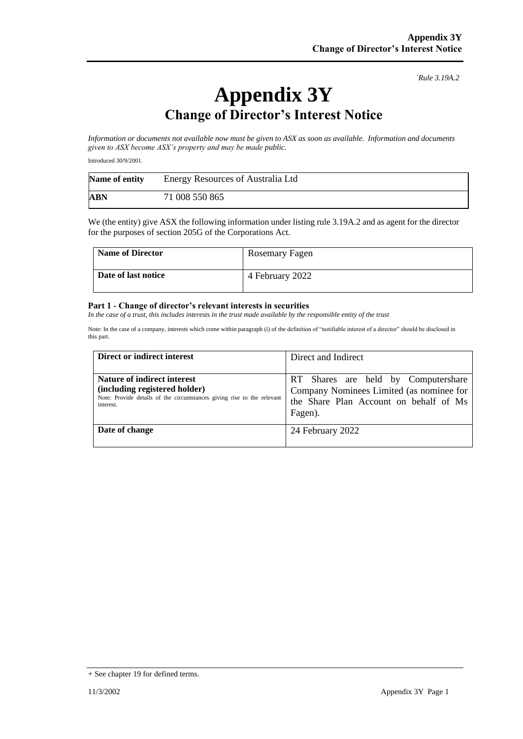*`Rule 3.19A.2*

# Appendix 3Y
## Change of Director's Interest Notice

*Information or documents not available now must be given to ASX as soon as available. Information and documents given to ASX become ASX's property and may be made public.*

Introduced 30/9/2001.

| **Name of entity** | Energy Resources of Australia Ltd |
|---|---|
| **ABN** | 71 008 550 865 |

We (the entity) give ASX the following information under listing rule 3.19A.2 and as agent for the director for the purposes of section 205G of the Corporations Act.

| **Name of Director** | Rosemary Fagen |
|---|---|
| **Date of last notice** | 4 February 2022 |

#### Part 1 - Change of director's relevant interests in securities

*In the case of a trust, this includes interests in the trust made available by the responsible entity of the trust*

Note: In the case of a company, interests which come within paragraph (i) of the definition of "notifiable interest of a director" should be disclosed in this part.

| **Direct or indirect interest** | Direct and Indirect |
|---|---|
| **Nature of indirect interest (including registered holder)** Note: Provide details of the circumstances giving rise to the relevant interest. | RT Shares are held by Computershare Company Nominees Limited (as nominee for the Share Plan Account on behalf of Ms Fagen). |
| **Date of change** | 24 February 2022 |

+ See chapter 19 for defined terms.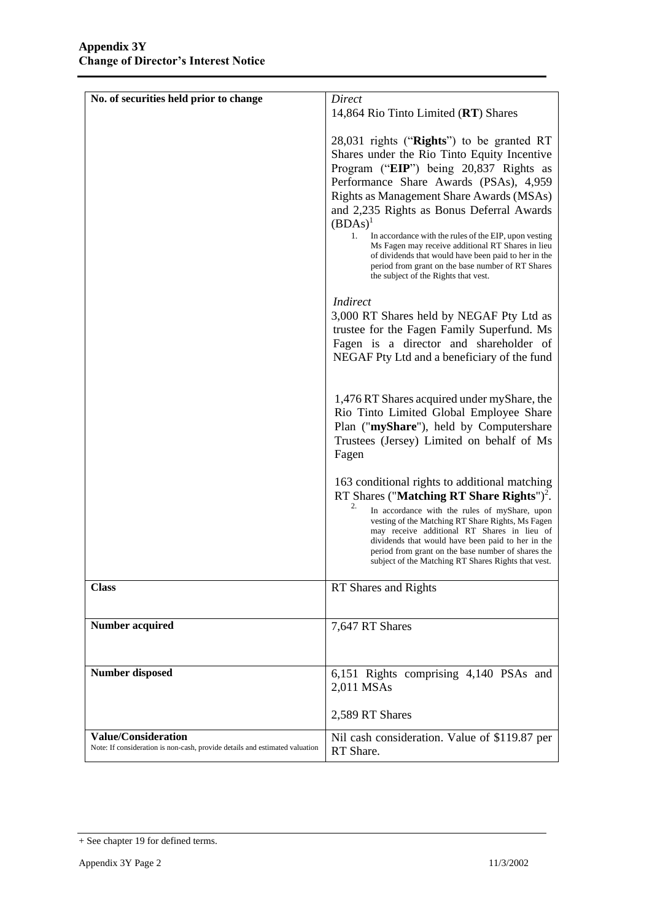| No. of securities held prior to change | *Direct*<br>14,864 Rio Tinto Limited (**RT**) Shares<br><br>28,031 rights ("**Rights**") to be granted RT Shares under the Rio Tinto Equity Incentive Program ("**EIP**") being 20,837 Rights as Performance Share Awards (PSAs), 4,959 Rights as Management Share Awards (MSAs) and 2,235 Rights as Bonus Deferral Awards (BDAs)[1]<br>1. In accordance with the rules of the EIP, upon vesting Ms Fagen may receive additional RT Shares in lieu of dividends that would have been paid to her in the period from grant on the base number of RT Shares the subject of the Rights that vest.<br><br>*Indirect*<br>3,000 RT Shares held by NEGAF Pty Ltd as trustee for the Fagen Family Superfund. Ms Fagen is a director and shareholder of NEGAF Pty Ltd and a beneficiary of the fund<br><br>1,476 RT Shares acquired under myShare, the Rio Tinto Limited Global Employee Share Plan ("**myShare**"), held by Computershare Trustees (Jersey) Limited on behalf of Ms Fagen<br><br>163 conditional rights to additional matching RT Shares ("**Matching RT Share Rights**")[2].<br>2. In accordance with the rules of myShare, upon vesting of the Matching RT Share Rights, Ms Fagen may receive additional RT Shares in lieu of dividends that would have been paid to her in the period from grant on the base number of shares the subject of the Matching RT Shares Rights that vest. |
|---|---|
| **Class** | RT Shares and Rights |
| **Number acquired** | 7,647 RT Shares |
| **Number disposed** | 6,151 Rights comprising 4,140 PSAs and 2,011 MSAs<br><br>2,589 RT Shares |
| **Value/Consideration**<br>Note: If consideration is non-cash, provide details and estimated valuation | Nil cash consideration. Value of $119.87 per RT Share. |

+ See chapter 19 for defined terms.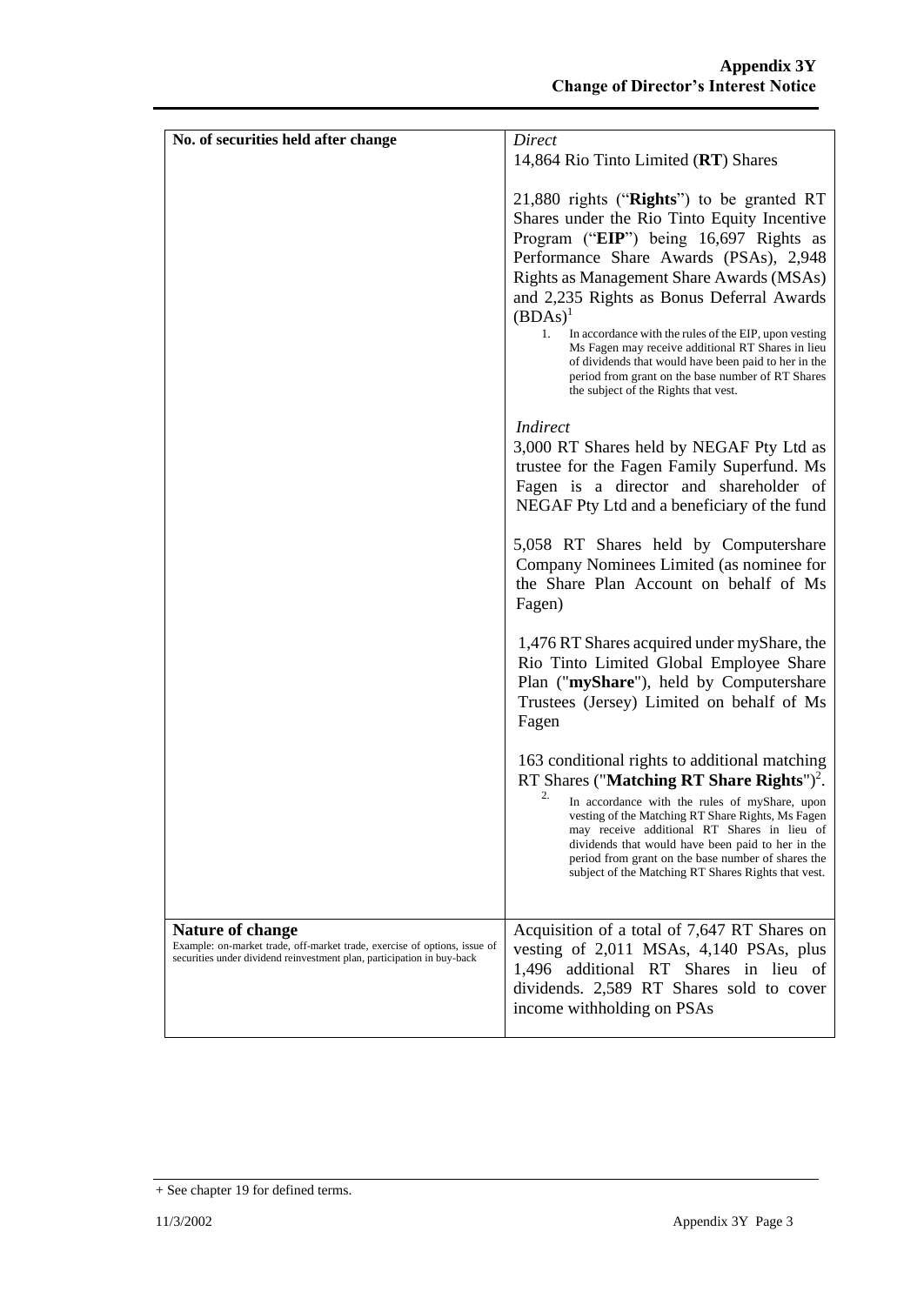| | |
|---|---|
| **No. of securities held after change** | *Direct*<br>14,864 Rio Tinto Limited (**RT**) Shares<br><br>21,880 rights ("**Rights**") to be granted RT Shares under the Rio Tinto Equity Incentive Program ("**EIP**") being 16,697 Rights as Performance Share Awards (PSAs), 2,948 Rights as Management Share Awards (MSAs) and 2,235 Rights as Bonus Deferral Awards (BDAs)[1]<br>1. In accordance with the rules of the EIP, upon vesting Ms Fagen may receive additional RT Shares in lieu of dividends that would have been paid to her in the period from grant on the base number of RT Shares the subject of the Rights that vest.<br><br>*Indirect*<br>3,000 RT Shares held by NEGAF Pty Ltd as trustee for the Fagen Family Superfund. Ms Fagen is a director and shareholder of NEGAF Pty Ltd and a beneficiary of the fund<br><br>5,058 RT Shares held by Computershare Company Nominees Limited (as nominee for the Share Plan Account on behalf of Ms Fagen)<br><br>1,476 RT Shares acquired under myShare, the Rio Tinto Limited Global Employee Share Plan ("**myShare**"), held by Computershare Trustees (Jersey) Limited on behalf of Ms Fagen<br><br>163 conditional rights to additional matching RT Shares ("**Matching RT Share Rights**")[2].<br>2. In accordance with the rules of myShare, upon vesting of the Matching RT Share Rights, Ms Fagen may receive additional RT Shares in lieu of dividends that would have been paid to her in the period from grant on the base number of shares the subject of the Matching RT Shares Rights that vest. |
| **Nature of change**<br>Example: on-market trade, off-market trade, exercise of options, issue of securities under dividend reinvestment plan, participation in buy-back | Acquisition of a total of 7,647 RT Shares on vesting of 2,011 MSAs, 4,140 PSAs, plus 1,496 additional RT Shares in lieu of dividends. 2,589 RT Shares sold to cover income withholding on PSAs |

+ See chapter 19 for defined terms.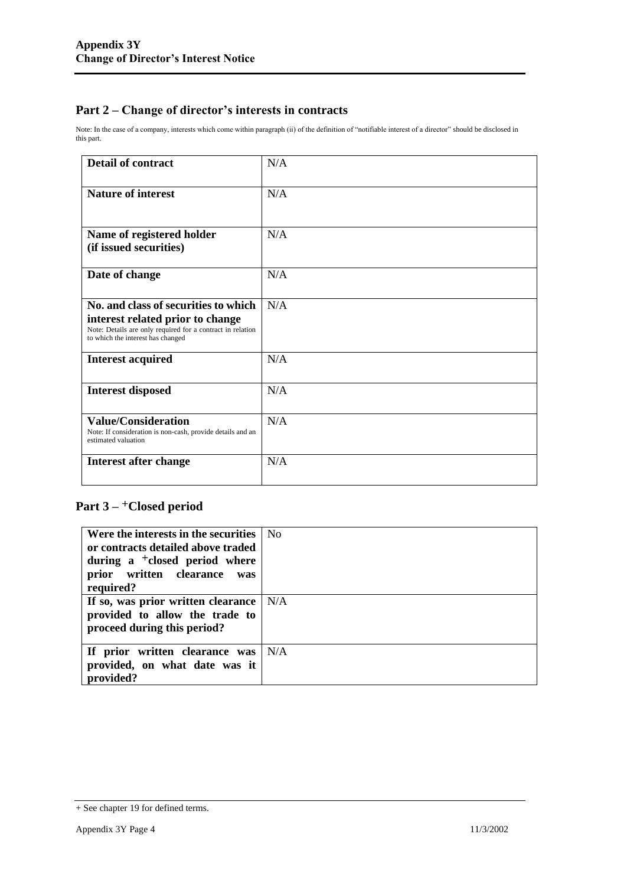## Part 2 – Change of director's interests in contracts

Note: In the case of a company, interests which come within paragraph (ii) of the definition of "notifiable interest of a director" should be disclosed in this part.

| | |
|---|---|
| **Detail of contract** | N/A |
| **Nature of interest** | N/A |
| **Name of registered holder (if issued securities)** | N/A |
| **Date of change** | N/A |
| **No. and class of securities to which interest related prior to change**<br>Note: Details are only required for a contract in relation to which the interest has changed | N/A |
| **Interest acquired** | N/A |
| **Interest disposed** | N/A |
| **Value/Consideration**<br>Note: If consideration is non-cash, provide details and an estimated valuation | N/A |
| **Interest after change** | N/A |

## Part 3 – +Closed period

| | |
|---|---|
| **Were the interests in the securities or contracts detailed above traded during a +closed period where prior written clearance was required?** | No |
| **If so, was prior written clearance provided to allow the trade to proceed during this period?** | N/A |
| **If prior written clearance was provided, on what date was it provided?** | N/A |

+ See chapter 19 for defined terms.